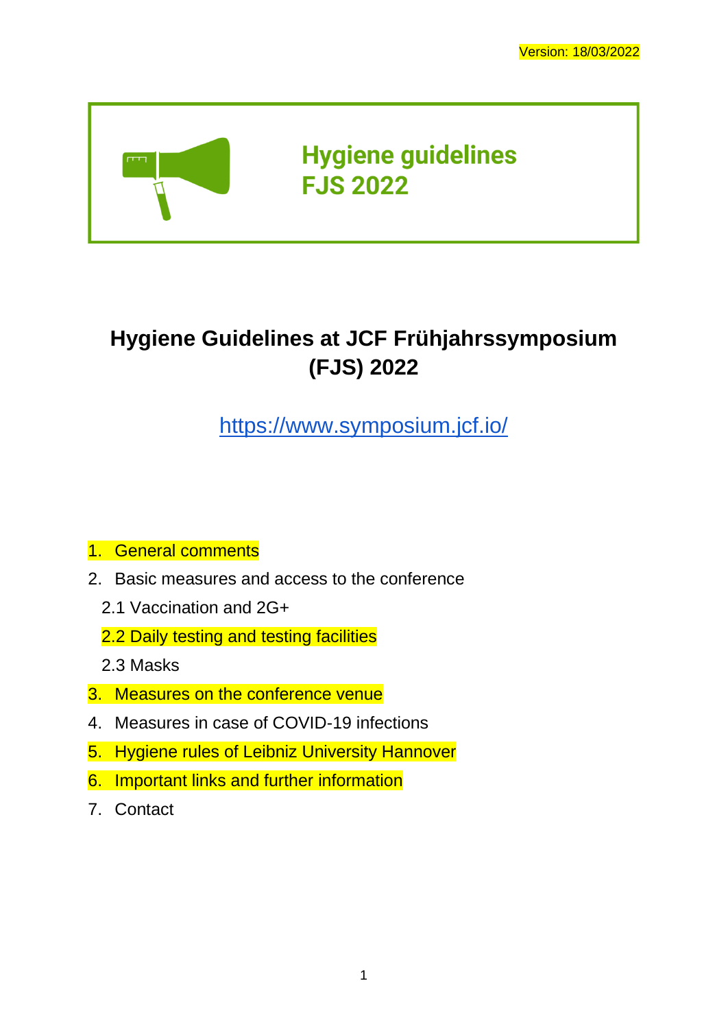Version: 18/03/2022

# Hygiene guidelines
# FJS 2022

## Hygiene Guidelines at JCF Frühjahrssymposium (FJS) 2022

https://www.symposium.jcf.io/

1. General comments
2. Basic measures and access to the conference
   2.1 Vaccination and 2G+
   2.2 Daily testing and testing facilities
   2.3 Masks
3. Measures on the conference venue
4. Measures in case of COVID-19 infections
5. Hygiene rules of Leibniz University Hannover
6. Important links and further information
7. Contact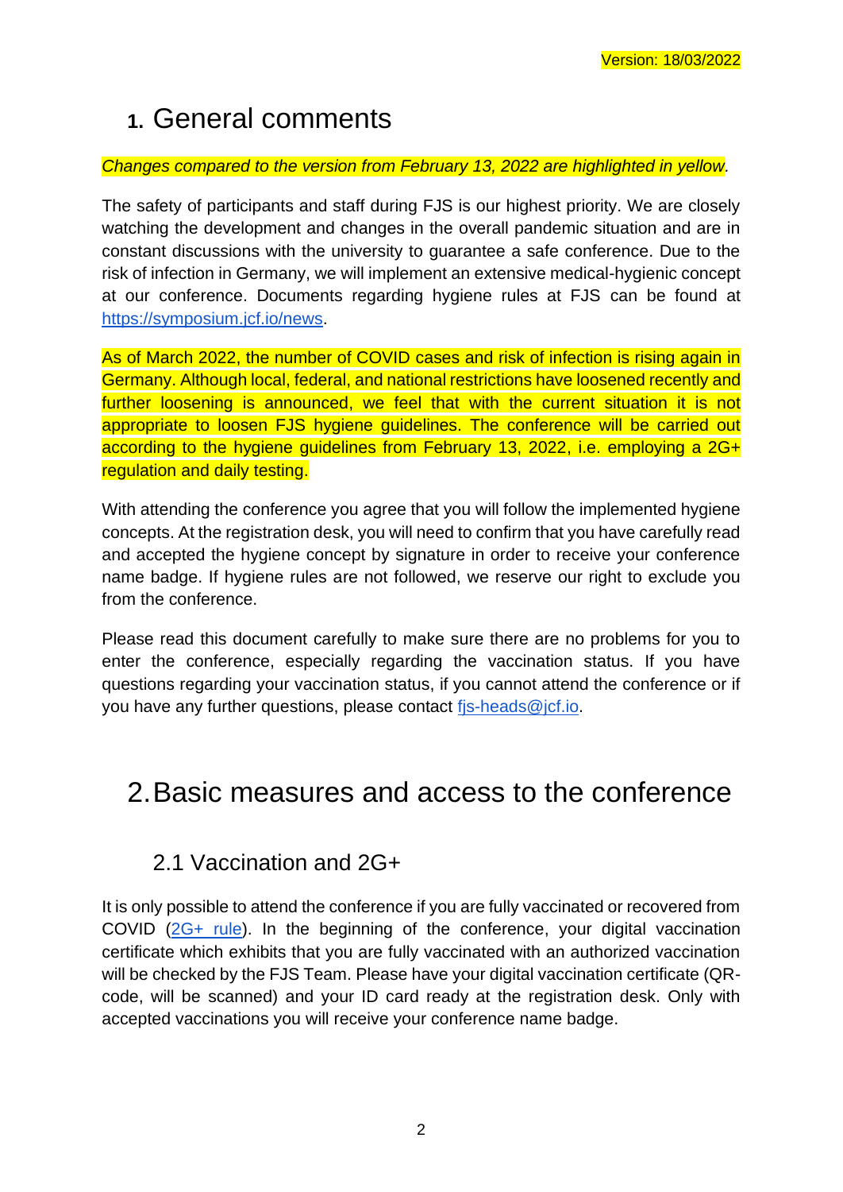Version: 18/03/2022

# 1. General comments

*Changes compared to the version from February 13, 2022 are highlighted in yellow.*

The safety of participants and staff during FJS is our highest priority. We are closely watching the development and changes in the overall pandemic situation and are in constant discussions with the university to guarantee a safe conference. Due to the risk of infection in Germany, we will implement an extensive medical-hygienic concept at our conference. Documents regarding hygiene rules at FJS can be found at [https://symposium.jcf.io/news](https://symposium.jcf.io/news).

As of March 2022, the number of COVID cases and risk of infection is rising again in Germany. Although local, federal, and national restrictions have loosened recently and further loosening is announced, we feel that with the current situation it is not appropriate to loosen FJS hygiene guidelines. The conference will be carried out according to the hygiene guidelines from February 13, 2022, i.e. employing a 2G+ regulation and daily testing.

With attending the conference you agree that you will follow the implemented hygiene concepts. At the registration desk, you will need to confirm that you have carefully read and accepted the hygiene concept by signature in order to receive your conference name badge. If hygiene rules are not followed, we reserve our right to exclude you from the conference.

Please read this document carefully to make sure there are no problems for you to enter the conference, especially regarding the vaccination status. If you have questions regarding your vaccination status, if you cannot attend the conference or if you have any further questions, please contact [fjs-heads@jcf.io](mailto:fjs-heads@jcf.io).

# 2. Basic measures and access to the conference

## 2.1 Vaccination and 2G+

It is only possible to attend the conference if you are fully vaccinated or recovered from COVID (2G+ rule). In the beginning of the conference, your digital vaccination certificate which exhibits that you are fully vaccinated with an authorized vaccination will be checked by the FJS Team. Please have your digital vaccination certificate (QR-code, will be scanned) and your ID card ready at the registration desk. Only with accepted vaccinations you will receive your conference name badge.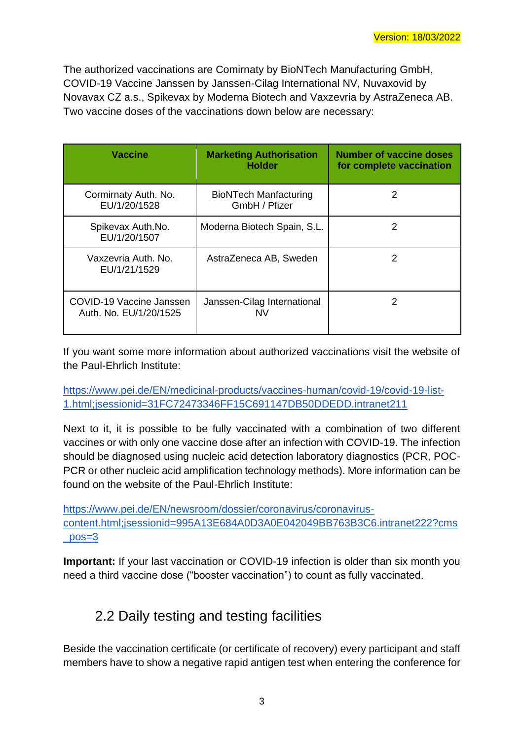Version: 18/03/2022

The authorized vaccinations are Comirnaty by BioNTech Manufacturing GmbH, COVID-19 Vaccine Janssen by Janssen-Cilag International NV, Nuvaxovid by Novavax CZ a.s., Spikevax by Moderna Biotech and Vaxzevria by AstraZeneca AB. Two vaccine doses of the vaccinations down below are necessary:

| Vaccine | Marketing Authorisation Holder | Number of vaccine doses for complete vaccination |
|---|---|---|
| Cormirnaty Auth. No. EU/1/20/1528 | BioNTech Manfacturing GmbH / Pfizer | 2 |
| Spikevax Auth.No. EU/1/20/1507 | Moderna Biotech Spain, S.L. | 2 |
| Vaxzevria Auth. No. EU/1/21/1529 | AstraZeneca AB, Sweden | 2 |
| COVID-19 Vaccine Janssen Auth. No. EU/1/20/1525 | Janssen-Cilag International NV | 2 |

If you want some more information about authorized vaccinations visit the website of the Paul-Ehrlich Institute:

https://www.pei.de/EN/medicinal-products/vaccines-human/covid-19/covid-19-list-1.html;jsessionid=31FC72473346FF15C691147DB50DDEDD.intranet211

Next to it, it is possible to be fully vaccinated with a combination of two different vaccines or with only one vaccine dose after an infection with COVID-19. The infection should be diagnosed using nucleic acid detection laboratory diagnostics (PCR, POC-PCR or other nucleic acid amplification technology methods). More information can be found on the website of the Paul-Ehrlich Institute:

https://www.pei.de/EN/newsroom/dossier/coronavirus/coronavirus-content.html;jsessionid=995A13E684A0D3A0E042049BB763B3C6.intranet222?cms_pos=3

**Important:** If your last vaccination or COVID-19 infection is older than six month you need a third vaccine dose ("booster vaccination") to count as fully vaccinated.

## 2.2 Daily testing and testing facilities

Beside the vaccination certificate (or certificate of recovery) every participant and staff members have to show a negative rapid antigen test when entering the conference for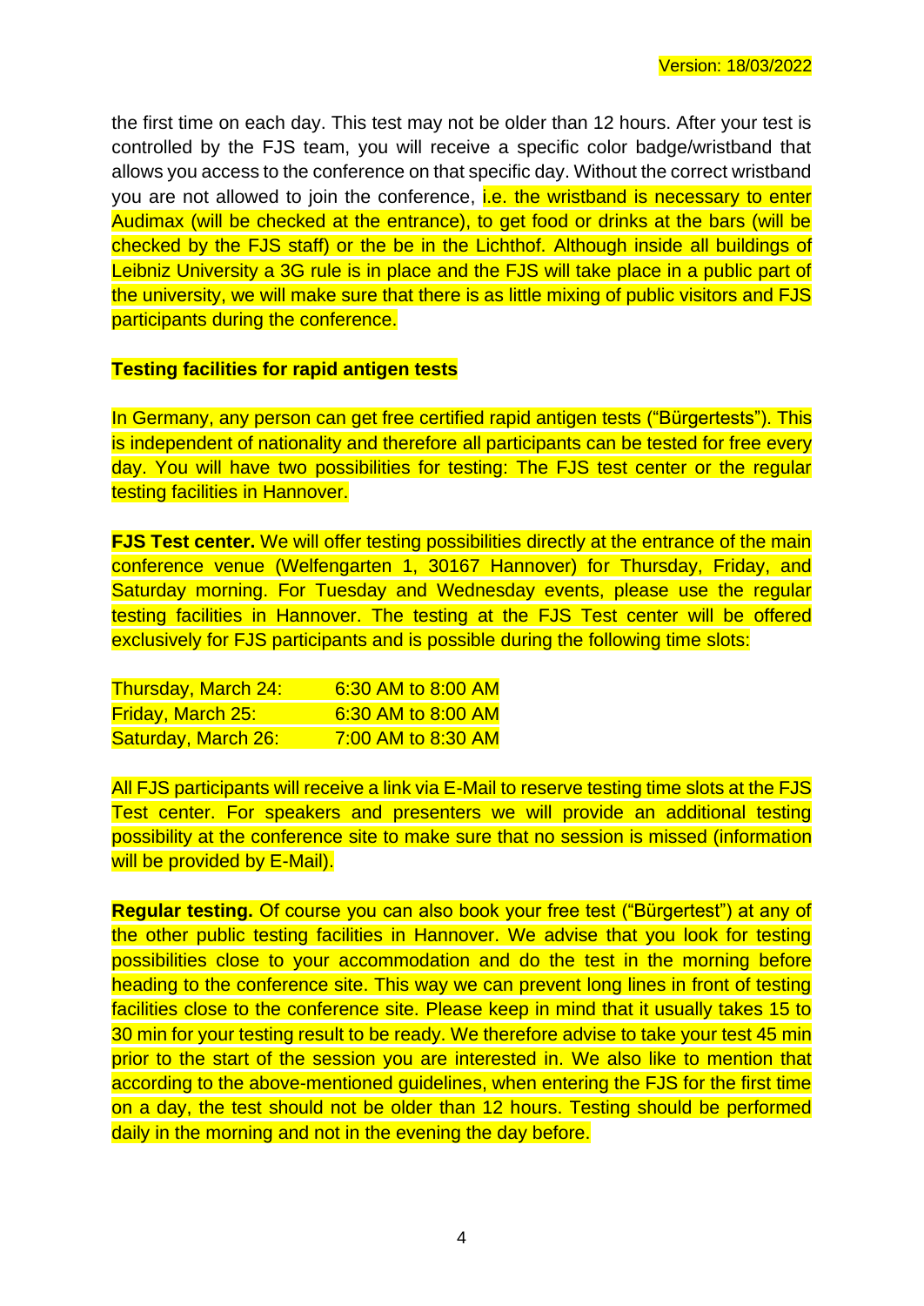the first time on each day. This test may not be older than 12 hours. After your test is controlled by the FJS team, you will receive a specific color badge/wristband that allows you access to the conference on that specific day. Without the correct wristband you are not allowed to join the conference, i.e. the wristband is necessary to enter Audimax (will be checked at the entrance), to get food or drinks at the bars (will be checked by the FJS staff) or the be in the Lichthof. Although inside all buildings of Leibniz University a 3G rule is in place and the FJS will take place in a public part of the university, we will make sure that there is as little mixing of public visitors and FJS participants during the conference.

**Testing facilities for rapid antigen tests**

In Germany, any person can get free certified rapid antigen tests ("Bürgertests"). This is independent of nationality and therefore all participants can be tested for free every day. You will have two possibilities for testing: The FJS test center or the regular testing facilities in Hannover.

**FJS Test center.** We will offer testing possibilities directly at the entrance of the main conference venue (Welfengarten 1, 30167 Hannover) for Thursday, Friday, and Saturday morning. For Tuesday and Wednesday events, please use the regular testing facilities in Hannover. The testing at the FJS Test center will be offered exclusively for FJS participants and is possible during the following time slots:

| | |
|---|---|
| Thursday, March 24: | 6:30 AM to 8:00 AM |
| Friday, March 25: | 6:30 AM to 8:00 AM |
| Saturday, March 26: | 7:00 AM to 8:30 AM |

All FJS participants will receive a link via E-Mail to reserve testing time slots at the FJS Test center. For speakers and presenters we will provide an additional testing possibility at the conference site to make sure that no session is missed (information will be provided by E-Mail).

**Regular testing.** Of course you can also book your free test ("Bürgertest") at any of the other public testing facilities in Hannover. We advise that you look for testing possibilities close to your accommodation and do the test in the morning before heading to the conference site. This way we can prevent long lines in front of testing facilities close to the conference site. Please keep in mind that it usually takes 15 to 30 min for your testing result to be ready. We therefore advise to take your test 45 min prior to the start of the session you are interested in. We also like to mention that according to the above-mentioned guidelines, when entering the FJS for the first time on a day, the test should not be older than 12 hours. Testing should be performed daily in the morning and not in the evening the day before.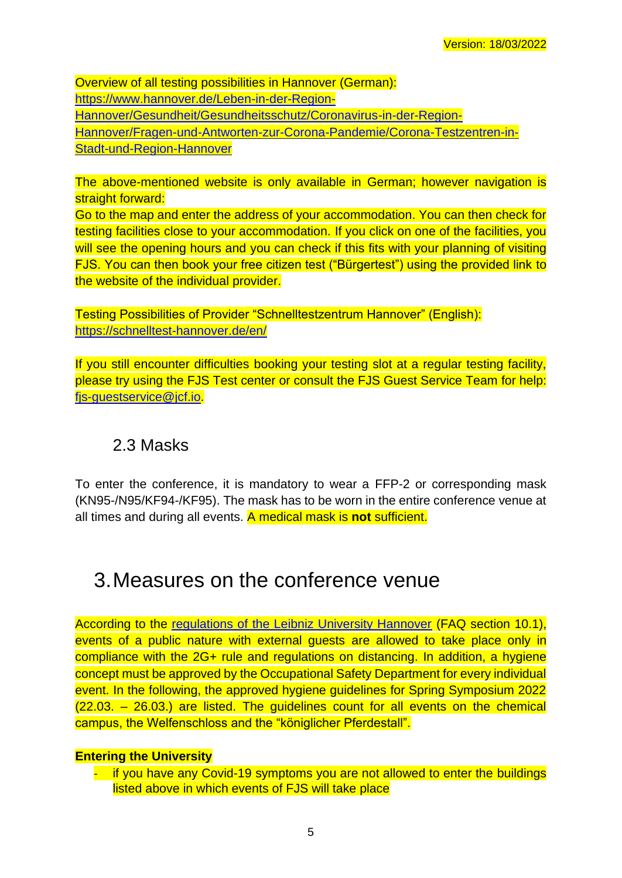Version: 18/03/2022

Overview of all testing possibilities in Hannover (German):
https://www.hannover.de/Leben-in-der-Region-Hannover/Gesundheit/Gesundheitsschutz/Coronavirus-in-der-Region-Hannover/Fragen-und-Antworten-zur-Corona-Pandemie/Corona-Testzentren-in-Stadt-und-Region-Hannover

The above-mentioned website is only available in German; however navigation is straight forward:
Go to the map and enter the address of your accommodation. You can then check for testing facilities close to your accommodation. If you click on one of the facilities, you will see the opening hours and you can check if this fits with your planning of visiting FJS. You can then book your free citizen test ("Bürgertest") using the provided link to the website of the individual provider.

Testing Possibilities of Provider "Schnelltestzentrum Hannover" (English):
https://schnelltest-hannover.de/en/

If you still encounter difficulties booking your testing slot at a regular testing facility, please try using the FJS Test center or consult the FJS Guest Service Team for help: fjs-guestservice@jcf.io.

## 2.3 Masks

To enter the conference, it is mandatory to wear a FFP-2 or corresponding mask (KN95-/N95/KF94-/KF95). The mask has to be worn in the entire conference venue at all times and during all events. A medical mask is **not** sufficient.

# 3. Measures on the conference venue

According to the regulations of the Leibniz University Hannover (FAQ section 10.1), events of a public nature with external guests are allowed to take place only in compliance with the 2G+ rule and regulations on distancing. In addition, a hygiene concept must be approved by the Occupational Safety Department for every individual event. In the following, the approved hygiene guidelines for Spring Symposium 2022 (22.03. – 26.03.) are listed. The guidelines count for all events on the chemical campus, the Welfenschloss and the "königlicher Pferdestall".

**Entering the University**

- if you have any Covid-19 symptoms you are not allowed to enter the buildings listed above in which events of FJS will take place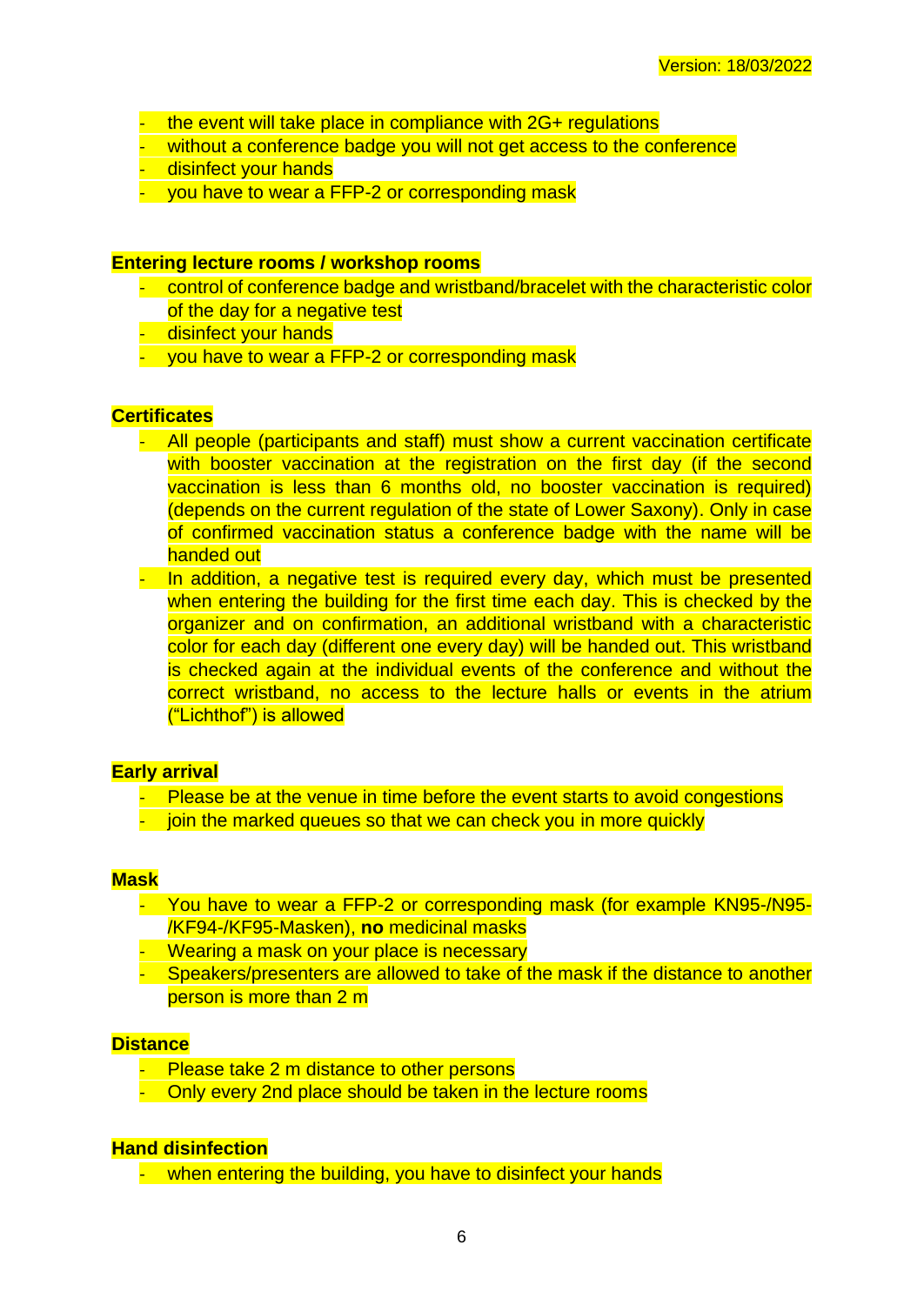Version: 18/03/2022

- the event will take place in compliance with 2G+ regulations
- without a conference badge you will not get access to the conference
- disinfect your hands
- you have to wear a FFP-2 or corresponding mask

**Entering lecture rooms / workshop rooms**

- control of conference badge and wristband/bracelet with the characteristic color of the day for a negative test
- disinfect your hands
- you have to wear a FFP-2 or corresponding mask

**Certificates**

- All people (participants and staff) must show a current vaccination certificate with booster vaccination at the registration on the first day (if the second vaccination is less than 6 months old, no booster vaccination is required) (depends on the current regulation of the state of Lower Saxony). Only in case of confirmed vaccination status a conference badge with the name will be handed out
- In addition, a negative test is required every day, which must be presented when entering the building for the first time each day. This is checked by the organizer and on confirmation, an additional wristband with a characteristic color for each day (different one every day) will be handed out. This wristband is checked again at the individual events of the conference and without the correct wristband, no access to the lecture halls or events in the atrium ("Lichthof") is allowed

**Early arrival**

- Please be at the venue in time before the event starts to avoid congestions
- join the marked queues so that we can check you in more quickly

**Mask**

- You have to wear a FFP-2 or corresponding mask (for example KN95-/N95-/KF94-/KF95-Masken), **no** medicinal masks
- Wearing a mask on your place is necessary
- Speakers/presenters are allowed to take of the mask if the distance to another person is more than 2 m

**Distance**

- Please take 2 m distance to other persons
- Only every 2nd place should be taken in the lecture rooms

**Hand disinfection**

- when entering the building, you have to disinfect your hands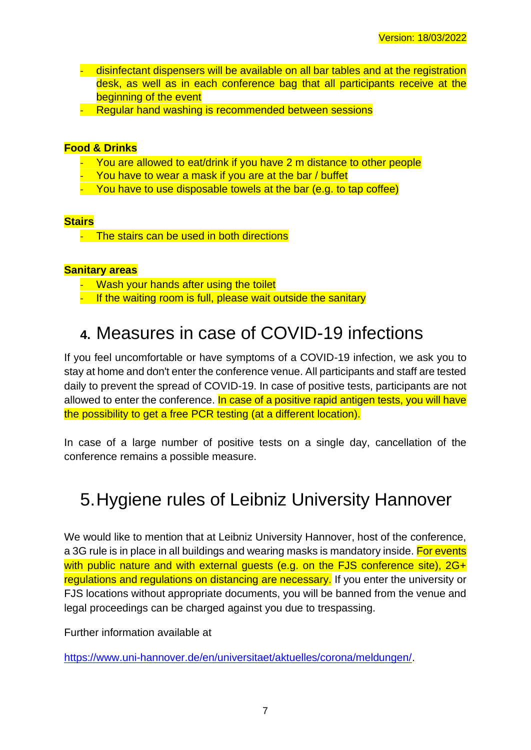- disinfectant dispensers will be available on all bar tables and at the registration desk, as well as in each conference bag that all participants receive at the beginning of the event
- Regular hand washing is recommended between sessions

**Food & Drinks**

- You are allowed to eat/drink if you have 2 m distance to other people
- You have to wear a mask if you are at the bar / buffet
- You have to use disposable towels at the bar (e.g. to tap coffee)

**Stairs**

- The stairs can be used in both directions

**Sanitary areas**

- Wash your hands after using the toilet
- If the waiting room is full, please wait outside the sanitary

# 4. Measures in case of COVID-19 infections

If you feel uncomfortable or have symptoms of a COVID-19 infection, we ask you to stay at home and don't enter the conference venue. All participants and staff are tested daily to prevent the spread of COVID-19. In case of positive tests, participants are not allowed to enter the conference. In case of a positive rapid antigen tests, you will have the possibility to get a free PCR testing (at a different location).

In case of a large number of positive tests on a single day, cancellation of the conference remains a possible measure.

# 5. Hygiene rules of Leibniz University Hannover

We would like to mention that at Leibniz University Hannover, host of the conference, a 3G rule is in place in all buildings and wearing masks is mandatory inside. For events with public nature and with external guests (e.g. on the FJS conference site), 2G+ regulations and regulations on distancing are necessary. If you enter the university or FJS locations without appropriate documents, you will be banned from the venue and legal proceedings can be charged against you due to trespassing.

Further information available at

https://www.uni-hannover.de/en/universitaet/aktuelles/corona/meldungen/.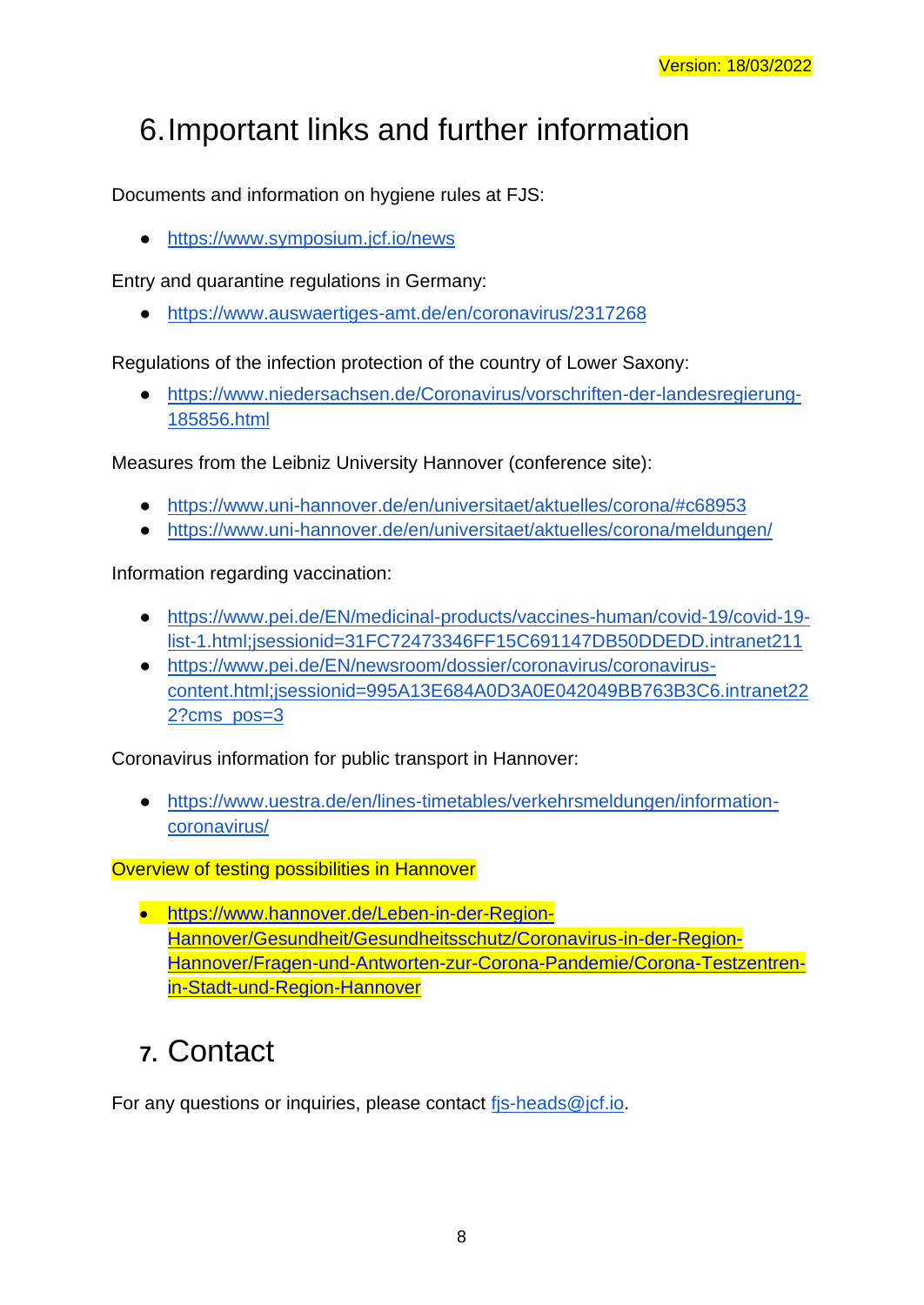Version: 18/03/2022

# 6. Important links and further information

Documents and information on hygiene rules at FJS:

- https://www.symposium.jcf.io/news

Entry and quarantine regulations in Germany:

- https://www.auswaertiges-amt.de/en/coronavirus/2317268

Regulations of the infection protection of the country of Lower Saxony:

- https://www.niedersachsen.de/Coronavirus/vorschriften-der-landesregierung-185856.html

Measures from the Leibniz University Hannover (conference site):

- https://www.uni-hannover.de/en/universitaet/aktuelles/corona/#c68953
- https://www.uni-hannover.de/en/universitaet/aktuelles/corona/meldungen/

Information regarding vaccination:

- https://www.pei.de/EN/medicinal-products/vaccines-human/covid-19/covid-19-list-1.html;jsessionid=31FC72473346FF15C691147DB50DDEDD.intranet211
- https://www.pei.de/EN/newsroom/dossier/coronavirus/coronavirus-content.html;jsessionid=995A13E684A0D3A0E042049BB763B3C6.intranet222?cms_pos=3

Coronavirus information for public transport in Hannover:

- https://www.uestra.de/en/lines-timetables/verkehrsmeldungen/information-coronavirus/

Overview of testing possibilities in Hannover

- https://www.hannover.de/Leben-in-der-Region-Hannover/Gesundheit/Gesundheitsschutz/Coronavirus-in-der-Region-Hannover/Fragen-und-Antworten-zur-Corona-Pandemie/Corona-Testzentren-in-Stadt-und-Region-Hannover

# 7. Contact

For any questions or inquiries, please contact fjs-heads@jcf.io.